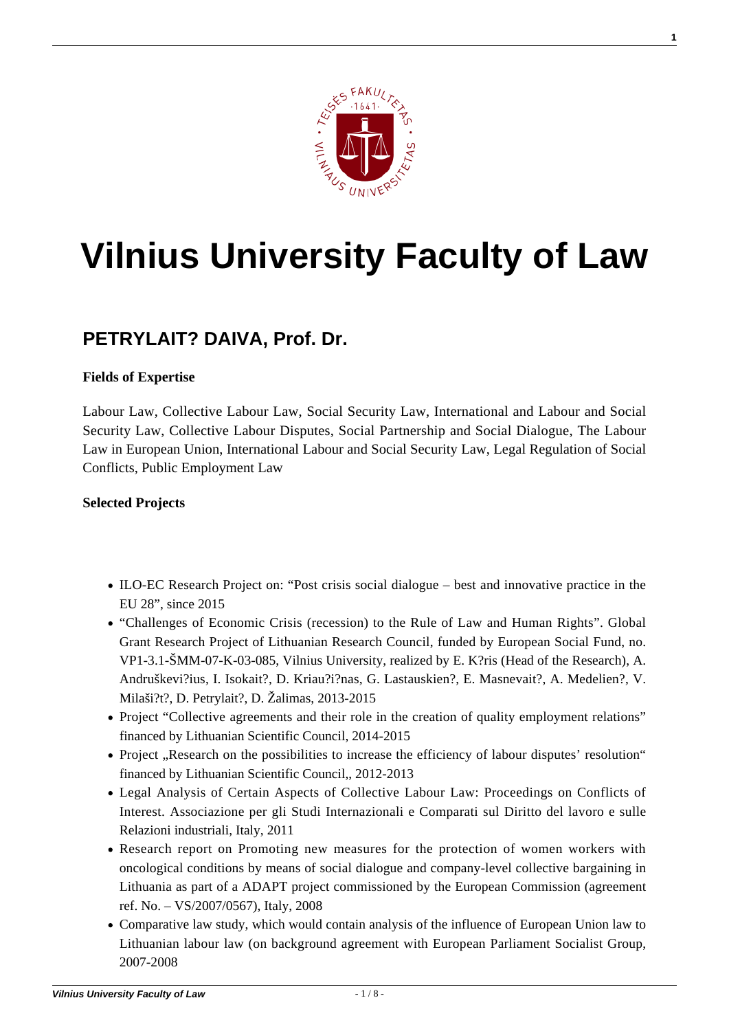# Vilnius University Faculty of Law

## PETRYLAIT? DAIVA, Prof. Dr.

**Fields of Expertise**

Labour Law, Collective Labour Law, Social Security Law, International and Labour and Social Security Law, Collective Labour Disputes, Social Partnership and Social Dialogue, The Labour Law in European Union, International Labour and Social Security Law, Legal Regulation of Social Conflicts, Public Employment Law

**Selected Projects**

- ILO-EC Research Project on: "Post crisis social dialogue – best and innovative practice in the EU 28", since 2015
- "Challenges of Economic Crisis (recession) to the Rule of Law and Human Rights". Global Grant Research Project of Lithuanian Research Council, funded by European Social Fund, no. VP1-3.1-ŠMM-07-K-03-085, Vilnius University, realized by E. K?ris (Head of the Research), A. Andruškevi?ius, I. Isokait?, D. Kriau?i?nas, G. Lastauskien?, E. Masnevait?, A. Medelien?, V. Milaši?t?, D. Petrylait?, D. Žalimas, 2013-2015
- Project "Collective agreements and their role in the creation of quality employment relations" financed by Lithuanian Scientific Council, 2014-2015
- Project „Research on the possibilities to increase the efficiency of labour disputes' resolution" financed by Lithuanian Scientific Council,, 2012-2013
- Legal Analysis of Certain Aspects of Collective Labour Law: Proceedings on Conflicts of Interest. Associazione per gli Studi Internazionali e Comparati sul Diritto del lavoro e sulle Relazioni industriali, Italy, 2011
- Research report on Promoting new measures for the protection of women workers with oncological conditions by means of social dialogue and company-level collective bargaining in Lithuania as part of a ADAPT project commissioned by the European Commission (agreement ref. No. – VS/2007/0567), Italy, 2008
- Comparative law study, which would contain analysis of the influence of European Union law to Lithuanian labour law (on background agreement with European Parliament Socialist Group, 2007-2008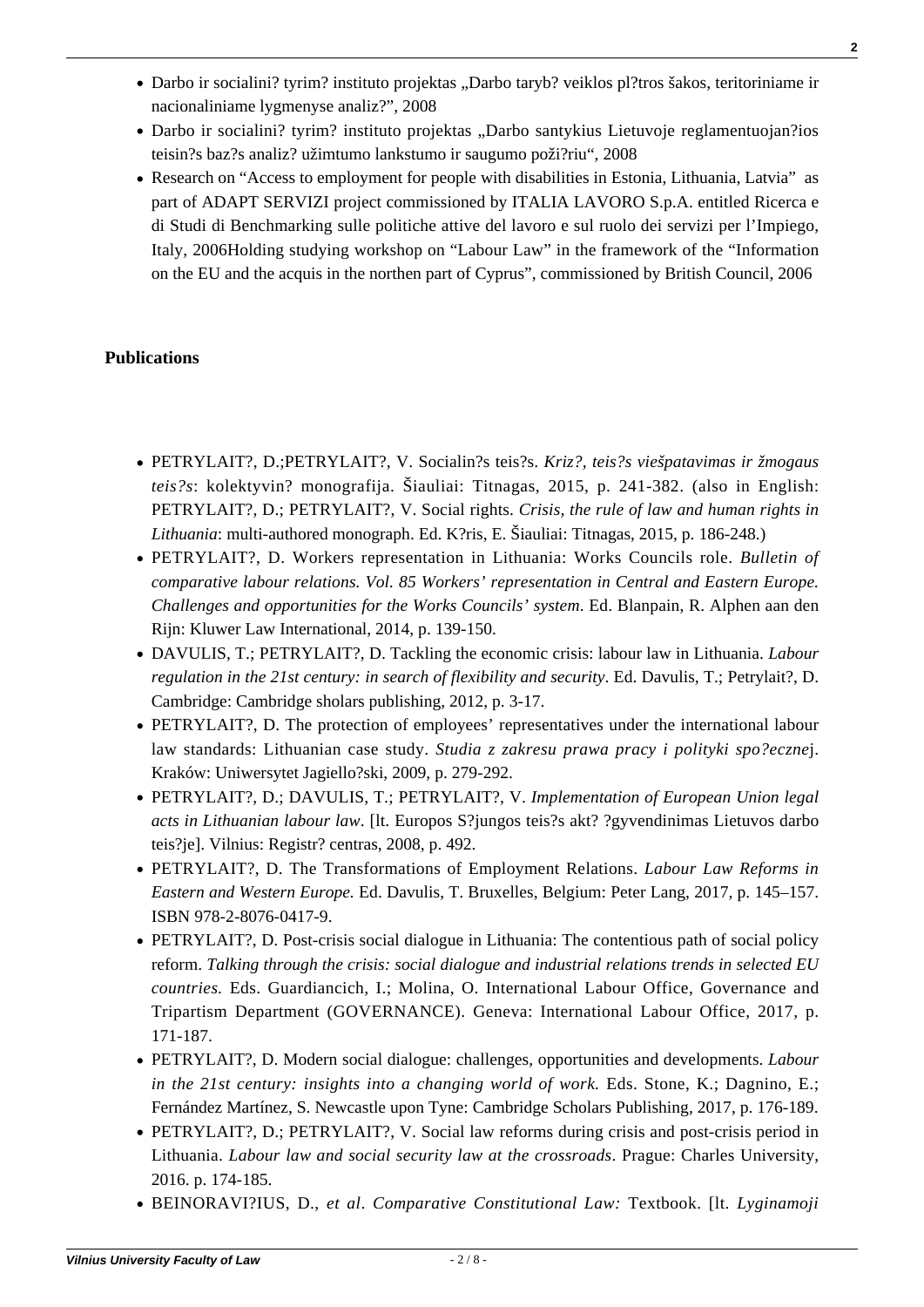- Darbo ir socialini? tyrim? instituto projektas „Darbo taryb? veiklos pl?tros šakos, teritoriniame ir nacionaliniame lygmenyse analiz?", 2008
- Darbo ir socialini? tyrim? instituto projektas „Darbo santykius Lietuvoje reglamentuojan?ios teisin?s baz?s analiz? užimtumo lankstumo ir saugumo poži?riu", 2008
- Research on "Access to employment for people with disabilities in Estonia, Lithuania, Latvia" as part of ADAPT SERVIZI project commissioned by ITALIA LAVORO S.p.A. entitled Ricerca e di Studi di Benchmarking sulle politiche attive del lavoro e sul ruolo dei servizi per l'Impiego, Italy, 2006Holding studying workshop on "Labour Law" in the framework of the "Information on the EU and the acquis in the northen part of Cyprus", commissioned by British Council, 2006

### Publications

- PETRYLAIT?, D.;PETRYLAIT?, V. Socialin?s teis?s. *Kriz?, teis?s viešpatavimas ir žmogaus teis?s*: kolektyvin? monografija. Šiauliai: Titnagas, 2015, p. 241-382. (also in English: PETRYLAIT?, D.; PETRYLAIT?, V. Social rights. *Crisis, the rule of law and human rights in Lithuania*: multi-authored monograph. Ed. K?ris, E. Šiauliai: Titnagas, 2015, p. 186-248.)
- PETRYLAIT?, D. Workers representation in Lithuania: Works Councils role. *Bulletin of comparative labour relations. Vol. 85 Workers' representation in Central and Eastern Europe. Challenges and opportunities for the Works Councils' system*. Ed. Blanpain, R. Alphen aan den Rijn: Kluwer Law International, 2014, p. 139-150.
- DAVULIS, T.; PETRYLAIT?, D. Tackling the economic crisis: labour law in Lithuania. *Labour regulation in the 21st century: in search of flexibility and security*. Ed. Davulis, T.; Petrylait?, D. Cambridge: Cambridge sholars publishing, 2012, p. 3-17.
- PETRYLAIT?, D. The protection of employees' representatives under the international labour law standards: Lithuanian case study. *Studia z zakresu prawa pracy i polityki spo?eczne*j. Kraków: Uniwersytet Jagiello?ski, 2009, p. 279-292.
- PETRYLAIT?, D.; DAVULIS, T.; PETRYLAIT?, V. *Implementation of European Union legal acts in Lithuanian labour law*. [lt. Europos S?jungos teis?s akt? ?gyvendinimas Lietuvos darbo teis?je]. Vilnius: Registr? centras, 2008, p. 492.
- PETRYLAIT?, D. The Transformations of Employment Relations. *Labour Law Reforms in Eastern and Western Europe.* Ed. Davulis, T. Bruxelles, Belgium: Peter Lang, 2017, p. 145–157. ISBN 978-2-8076-0417-9.
- PETRYLAIT?, D. Post-crisis social dialogue in Lithuania: The contentious path of social policy reform. *Talking through the crisis: social dialogue and industrial relations trends in selected EU countries.* Eds. Guardiancich, I.; Molina, O. International Labour Office, Governance and Tripartism Department (GOVERNANCE). Geneva: International Labour Office, 2017, p. 171-187.
- PETRYLAIT?, D. Modern social dialogue: challenges, opportunities and developments. *Labour in the 21st century: insights into a changing world of work.* Eds. Stone, K.; Dagnino, E.; Fernández Martínez, S. Newcastle upon Tyne: Cambridge Scholars Publishing, 2017, p. 176-189.
- PETRYLAIT?, D.; PETRYLAIT?, V. Social law reforms during crisis and post-crisis period in Lithuania. *Labour law and social security law at the crossroads*. Prague: Charles University, 2016. p. 174-185.
- BEINORAVI?IUS, D., *et al*. *Comparative Constitutional Law:* Textbook. [lt. *Lyginamoji*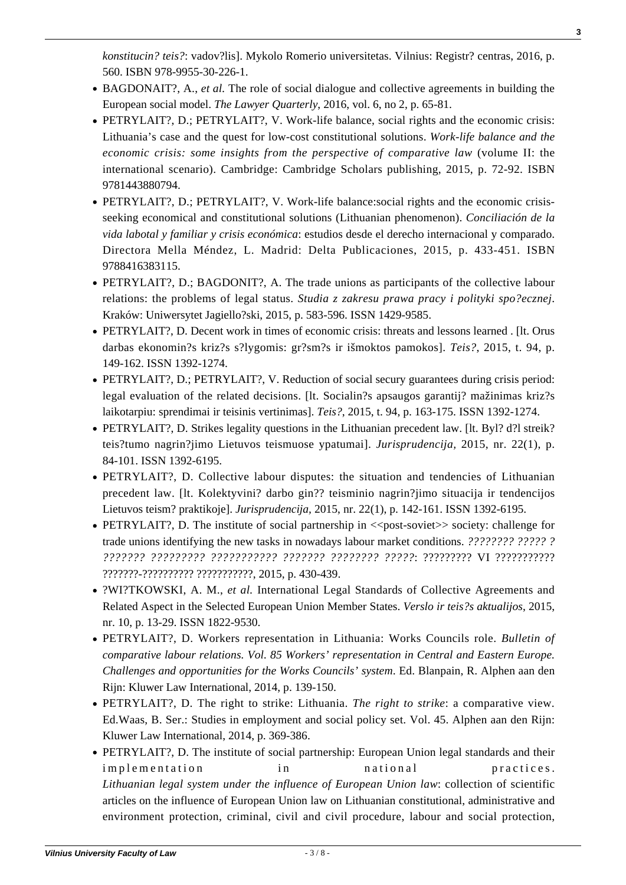*konstitucin? teis?*: vadov?lis]. Mykolo Romerio universitetas. Vilnius: Registr? centras, 2016, p. 560. ISBN 978-9955-30-226-1.

- BAGDONAIT?, A., *et al.* The role of social dialogue and collective agreements in building the European social model. *The Lawyer Quarterly*, 2016, vol. 6, no 2, p. 65-81.
- PETRYLAIT?, D.; PETRYLAIT?, V. Work-life balance, social rights and the economic crisis: Lithuania's case and the quest for low-cost constitutional solutions. *Work-life balance and the economic crisis: some insights from the perspective of comparative law* (volume II: the international scenario). Cambridge: Cambridge Scholars publishing, 2015, p. 72-92. ISBN 9781443880794.
- PETRYLAIT?, D.; PETRYLAIT?, V. Work-life balance:social rights and the economic crisis-seeking economical and constitutional solutions (Lithuanian phenomenon). *Conciliación de la vida labotal y familiar y crisis económica*: estudios desde el derecho internacional y comparado. Directora Mella Méndez, L. Madrid: Delta Publicaciones, 2015, p. 433-451. ISBN 9788416383115.
- PETRYLAIT?, D.; BAGDONIT?, A. The trade unions as participants of the collective labour relations: the problems of legal status. *Studia z zakresu prawa pracy i polityki spo?ecznej*. Kraków: Uniwersytet Jagiello?ski, 2015, p. 583-596. ISSN 1429-9585.
- PETRYLAIT?, D. Decent work in times of economic crisis: threats and lessons learned . [lt. Orus darbas ekonomin?s kriz?s s?lygomis: gr?sm?s ir išmoktos pamokos]. *Teis?*, 2015, t. 94, p. 149-162. ISSN 1392-1274.
- PETRYLAIT?, D.; PETRYLAIT?, V. Reduction of social secury guarantees during crisis period: legal evaluation of the related decisions. [lt. Socialin?s apsaugos garantij? mažinimas kriz?s laikotarpiu: sprendimai ir teisinis vertinimas]. *Teis?*, 2015, t. 94, p. 163-175. ISSN 1392-1274.
- PETRYLAIT?, D. Strikes legality questions in the Lithuanian precedent law. [lt. Byl? d?l streik? teis?tumo nagrin?jimo Lietuvos teismuose ypatumai]. *Jurisprudencija*, 2015, nr. 22(1), p. 84-101. ISSN 1392-6195.
- PETRYLAIT?, D. Collective labour disputes: the situation and tendencies of Lithuanian precedent law. [lt. Kolektyvini? darbo gin?? teisminio nagrin?jimo situacija ir tendencijos Lietuvos teism? praktikoje]. *Jurisprudencija*, 2015, nr. 22(1), p. 142-161. ISSN 1392-6195.
- PETRYLAIT?, D. The institute of social partnership in <<post-soviet>> society: challenge for trade unions identifying the new tasks in nowadays labour market conditions. *???????? ????? ? ??????? ????????? ??????????? ??????? ???????? ?????*: ????????? VI ??????????? ???????-?????????? ???????????, 2015, p. 430-439.
- ?WI?TKOWSKI, A. M., *et al.* International Legal Standards of Collective Agreements and Related Aspect in the Selected European Union Member States. *Verslo ir teis?s aktualijos*, 2015, nr. 10, p. 13-29. ISSN 1822-9530.
- PETRYLAIT?, D. Workers representation in Lithuania: Works Councils role. *Bulletin of comparative labour relations. Vol. 85 Workers' representation in Central and Eastern Europe. Challenges and opportunities for the Works Councils' system*. Ed. Blanpain, R. Alphen aan den Rijn: Kluwer Law International, 2014, p. 139-150.
- PETRYLAIT?, D. The right to strike: Lithuania. *The right to strike*: a comparative view. Ed.Waas, B. Ser.: Studies in employment and social policy set. Vol. 45. Alphen aan den Rijn: Kluwer Law International, 2014, p. 369-386.
- PETRYLAIT?, D. The institute of social partnership: European Union legal standards and their implementation in national practices. *Lithuanian legal system under the influence of European Union law*: collection of scientific articles on the influence of European Union law on Lithuanian constitutional, administrative and environment protection, criminal, civil and civil procedure, labour and social protection,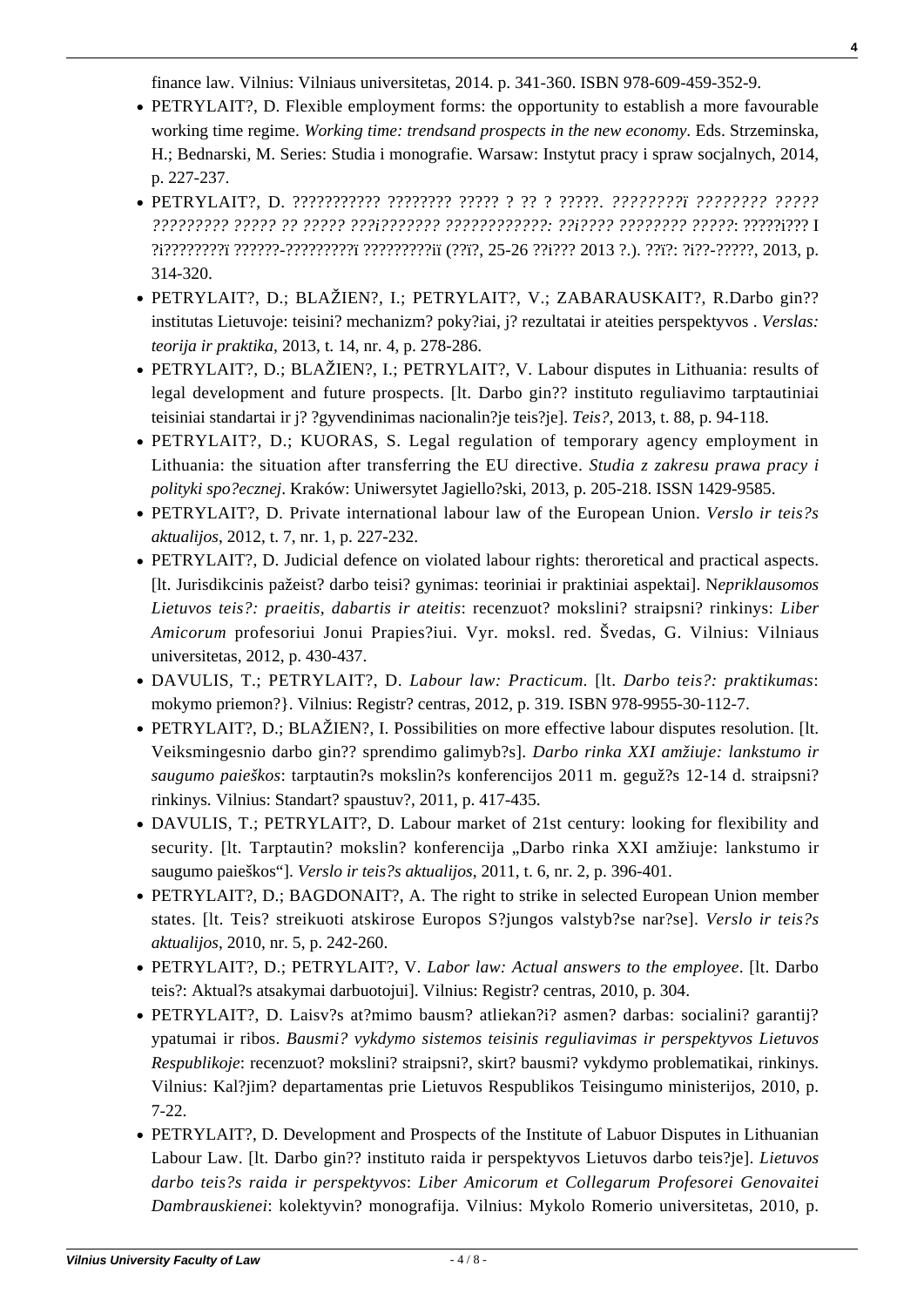finance law. Vilnius: Vilniaus universitetas, 2014. p. 341-360. ISBN 978-609-459-352-9.

- PETRYLAIT?, D. Flexible employment forms: the opportunity to establish a more favourable working time regime. *Working time: trendsand prospects in the new economy*. Eds. Strzeminska, H.; Bednarski, M. Series: Studia i monografie. Warsaw: Instytut pracy i spraw socjalnych, 2014, p. 227-237.
- PETRYLAIT?, D. ??????????? ???????? ????? ? ?? ? ?????. *????????ï ???????? ????? ????????? ????? ?? ????? ???i??????? ????????????: ??i???? ???????? ?????*: ?????i??? I ?i????????ï ??????-?????????ï ?????????iï (??ï?, 25-26 ??i??? 2013 ?.). ??ï?: ?i??-?????, 2013, p. 314-320.
- PETRYLAIT?, D.; BLAŽIEN?, I.; PETRYLAIT?, V.; ZABARAUSKAIT?, R.Darbo gin?? institutas Lietuvoje: teisini? mechanizm? poky?iai, j? rezultatai ir ateities perspektyvos . *Verslas: teorija ir praktika*, 2013, t. 14, nr. 4, p. 278-286.
- PETRYLAIT?, D.; BLAŽIEN?, I.; PETRYLAIT?, V. Labour disputes in Lithuania: results of legal development and future prospects. [lt. Darbo gin?? instituto reguliavimo tarptautiniai teisiniai standartai ir j? ?gyvendinimas nacionalin?je teis?je]. *Teis?*, 2013, t. 88, p. 94-118.
- PETRYLAIT?, D.; KUORAS, S. Legal regulation of temporary agency employment in Lithuania: the situation after transferring the EU directive. *Studia z zakresu prawa pracy i polityki spo?ecznej*. Kraków: Uniwersytet Jagiello?ski, 2013, p. 205-218. ISSN 1429-9585.
- PETRYLAIT?, D. Private international labour law of the European Union. *Verslo ir teis?s aktualijos*, 2012, t. 7, nr. 1, p. 227-232.
- PETRYLAIT?, D. Judicial defence on violated labour rights: theroretical and practical aspects. [lt. Jurisdikcinis pažeist? darbo teisi? gynimas: teoriniai ir praktiniai aspektai]. N*epriklausomos Lietuvos teis?: praeitis, dabartis ir ateitis*: recenzuot? mokslini? straipsni? rinkinys: *Liber Amicorum* profesoriui Jonui Prapies?iui. Vyr. moksl. red. Švedas, G. Vilnius: Vilniaus universitetas, 2012, p. 430-437.
- DAVULIS, T.; PETRYLAIT?, D. *Labour law: Practicum*. [lt. *Darbo teis?: praktikumas*: mokymo priemon?}. Vilnius: Registr? centras, 2012, p. 319. ISBN 978-9955-30-112-7.
- PETRYLAIT?, D.; BLAŽIEN?, I. Possibilities on more effective labour disputes resolution. [lt. Veiksmingesnio darbo gin?? sprendimo galimyb?s]. *Darbo rinka XXI amžiuje: lankstumo ir saugumo paieškos*: tarptautin?s mokslin?s konferencijos 2011 m. geguž?s 12-14 d. straipsni? rinkinys. Vilnius: Standart? spaustuv?, 2011, p. 417-435.
- DAVULIS, T.; PETRYLAIT?, D. Labour market of 21st century: looking for flexibility and security. [lt. Tarptautin? mokslin? konferencija „Darbo rinka XXI amžiuje: lankstumo ir saugumo paieškos“]. *Verslo ir teis?s aktualijos*, 2011, t. 6, nr. 2, p. 396-401.
- PETRYLAIT?, D.; BAGDONAIT?, A. The right to strike in selected European Union member states. [lt. Teis? streikuoti atskirose Europos S?jungos valstyb?se nar?se]. *Verslo ir teis?s aktualijos*, 2010, nr. 5, p. 242-260.
- PETRYLAIT?, D.; PETRYLAIT?, V. *Labor law: Actual answers to the employee*. [lt. Darbo teis?: Aktual?s atsakymai darbuotojui]. Vilnius: Registr? centras, 2010, p. 304.
- PETRYLAIT?, D. Laisv?s at?mimo bausm? atliekan?i? asmen? darbas: socialini? garantij? ypatumai ir ribos. *Bausmi? vykdymo sistemos teisinis reguliavimas ir perspektyvos Lietuvos Respublikoje*: recenzuot? mokslini? straipsni?, skirt? bausmi? vykdymo problematikai, rinkinys. Vilnius: Kal?jim? departamentas prie Lietuvos Respublikos Teisingumo ministerijos, 2010, p. 7-22.
- PETRYLAIT?, D. Development and Prospects of the Institute of Labuor Disputes in Lithuanian Labour Law. [lt. Darbo gin?? instituto raida ir perspektyvos Lietuvos darbo teis?je]. *Lietuvos darbo teis?s raida ir perspektyvos*: *Liber Amicorum et Collegarum Profesorei Genovaitei Dambrauskienei*: kolektyvin? monografija. Vilnius: Mykolo Romerio universitetas, 2010, p.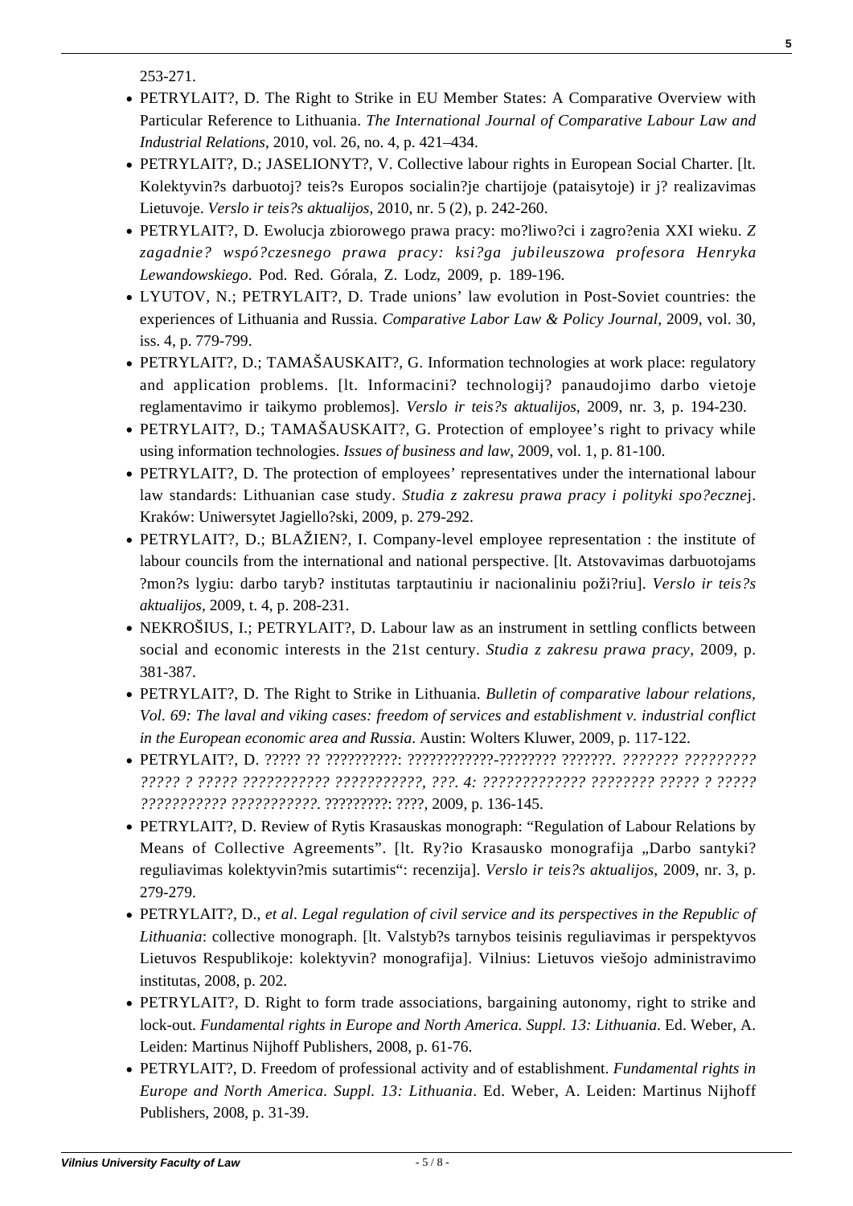253-271.

- PETRYLAIT?, D. The Right to Strike in EU Member States: A Comparative Overview with Particular Reference to Lithuania. *The International Journal of Comparative Labour Law and Industrial Relations*, 2010, vol. 26, no. 4, p. 421–434.
- PETRYLAIT?, D.; JASELIONYT?, V. Collective labour rights in European Social Charter. [lt. Kolektyvin?s darbuotoj? teis?s Europos socialin?je chartijoje (pataisytoje) ir j? realizavimas Lietuvoje. *Verslo ir teis?s aktualijos*, 2010, nr. 5 (2), p. 242-260.
- PETRYLAIT?, D. Ewolucja zbiorowego prawa pracy: mo?liwo?ci i zagro?enia XXI wieku. *Z zagadnie? wspó?czesnego prawa pracy: ksi?ga jubileuszowa profesora Henryka Lewandowskiego*. Pod. Red. Górala, Z. Lodz, 2009, p. 189-196.
- LYUTOV, N.; PETRYLAIT?, D. Trade unions' law evolution in Post-Soviet countries: the experiences of Lithuania and Russia. *Comparative Labor Law & Policy Journal*, 2009, vol. 30, iss. 4, p. 779-799.
- PETRYLAIT?, D.; TAMAŠAUSKAIT?, G. Information technologies at work place: regulatory and application problems. [lt. Informacini? technologij? panaudojimo darbo vietoje reglamentavimo ir taikymo problemos]. *Verslo ir teis?s aktualijos*, 2009, nr. 3, p. 194-230.
- PETRYLAIT?, D.; TAMAŠAUSKAIT?, G. Protection of employee's right to privacy while using information technologies. *Issues of business and law*, 2009, vol. 1, p. 81-100.
- PETRYLAIT?, D. The protection of employees' representatives under the international labour law standards: Lithuanian case study. *Studia z zakresu prawa pracy i polityki spo?eczne*j. Kraków: Uniwersytet Jagiello?ski, 2009, p. 279-292.
- PETRYLAIT?, D.; BLAŽIEN?, I. Company-level employee representation : the institute of labour councils from the international and national perspective. [lt. Atstovavimas darbuotojams ?mon?s lygiu: darbo taryb? institutas tarptautiniu ir nacionaliniu poži?riu]. *Verslo ir teis?s aktualijos*, 2009, t. 4, p. 208-231.
- NEKROŠIUS, I.; PETRYLAIT?, D. Labour law as an instrument in settling conflicts between social and economic interests in the 21st century. *Studia z zakresu prawa pracy*, 2009, p. 381-387.
- PETRYLAIT?, D. The Right to Strike in Lithuania. *Bulletin of comparative labour relations, Vol. 69: The laval and viking cases: freedom of services and establishment v. industrial conflict in the European economic area and Russia*. Austin: Wolters Kluwer, 2009, p. 117-122.
- PETRYLAIT?, D. ????? ?? ??????????: ????????????-???????? ???????. *??????? ????????? ????? ? ????? ??????????? ???????????, ???. 4: ????????????? ???????? ????? ? ????? ??????????? ???????????*. ?????????: ????, 2009, p. 136-145.
- PETRYLAIT?, D. Review of Rytis Krasauskas monograph: "Regulation of Labour Relations by Means of Collective Agreements". [lt. Ry?io Krasausko monografija „Darbo santyki? reguliavimas kolektyvin?mis sutartimis": recenzija]. *Verslo ir teis?s aktualijos*, 2009, nr. 3, p. 279-279.
- PETRYLAIT?, D., *et al*. *Legal regulation of civil service and its perspectives in the Republic of Lithuania*: collective monograph. [lt. Valstyb?s tarnybos teisinis reguliavimas ir perspektyvos Lietuvos Respublikoje: kolektyvin? monografija]. Vilnius: Lietuvos viešojo administravimo institutas, 2008, p. 202.
- PETRYLAIT?, D. Right to form trade associations, bargaining autonomy, right to strike and lock-out. *Fundamental rights in Europe and North America. Suppl. 13: Lithuania*. Ed. Weber, A. Leiden: Martinus Nijhoff Publishers, 2008, p. 61-76.
- PETRYLAIT?, D. Freedom of professional activity and of establishment. *Fundamental rights in Europe and North America. Suppl. 13: Lithuania*. Ed. Weber, A. Leiden: Martinus Nijhoff Publishers, 2008, p. 31-39.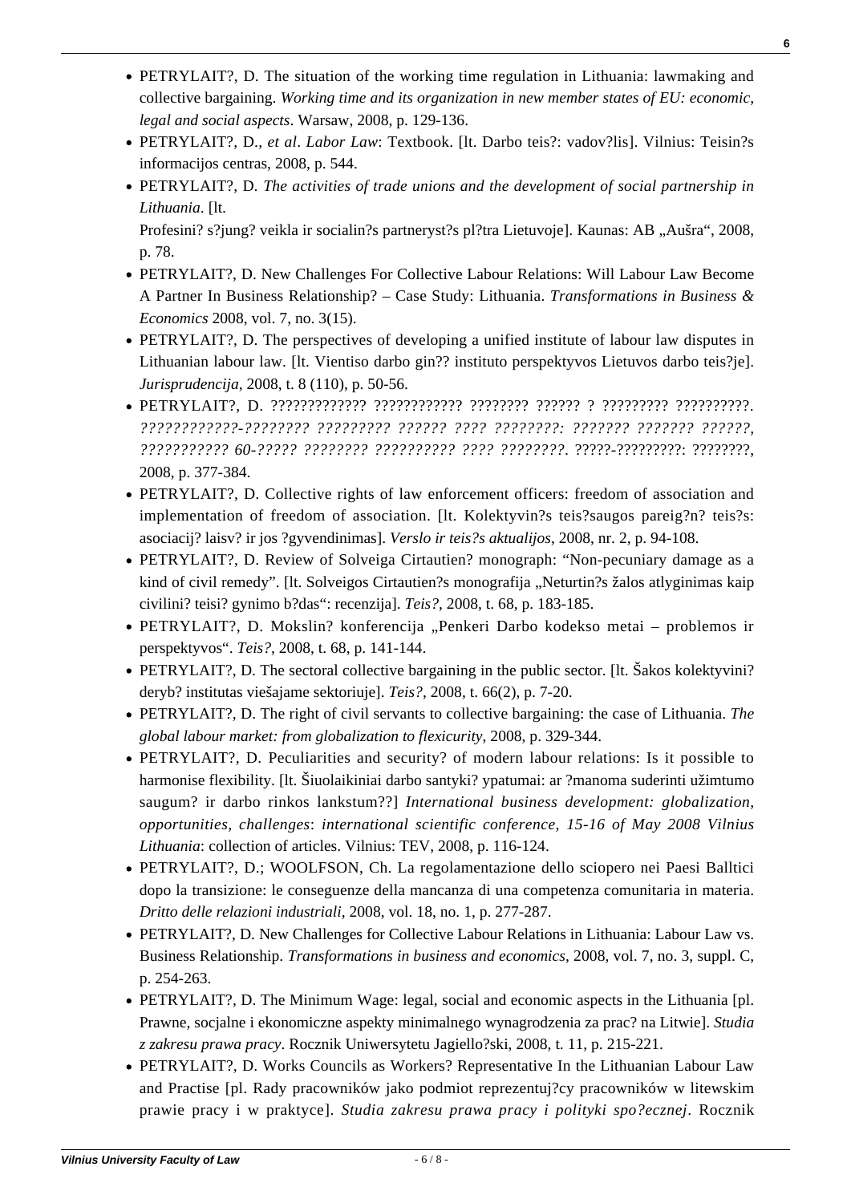- PETRYLAIT?, D. The situation of the working time regulation in Lithuania: lawmaking and collective bargaining. *Working time and its organization in new member states of EU: economic, legal and social aspects*. Warsaw, 2008, p. 129-136.
- PETRYLAIT?, D., *et al*. *Labor Law*: Textbook. [lt. Darbo teis?: vadov?lis]. Vilnius: Teisin?s informacijos centras, 2008, p. 544.
- PETRYLAIT?, D. *The activities of trade unions and the development of social partnership in Lithuania*. [lt. Profesini? s?jung? veikla ir socialin?s partneryst?s pl?tra Lietuvoje]. Kaunas: AB „Aušra", 2008, p. 78.
- PETRYLAIT?, D. New Challenges For Collective Labour Relations: Will Labour Law Become A Partner In Business Relationship? – Case Study: Lithuania. *Transformations in Business & Economics* 2008, vol. 7, no. 3(15).
- PETRYLAIT?, D. The perspectives of developing a unified institute of labour law disputes in Lithuanian labour law. [lt. Vientiso darbo gin?? instituto perspektyvos Lietuvos darbo teis?je]. *Jurisprudencija*, 2008, t. 8 (110), p. 50-56.
- PETRYLAIT?, D. ????????????? ???????????? ???????? ?????? ? ????????? ??????????. *????????????-???????? ????????? ?????? ???? ????????: ??????? ??????? ??????, ??????????? 60-????? ???????? ?????????? ???? ????????*. ?????-?????????: ????????, 2008, p. 377-384.
- PETRYLAIT?, D. Collective rights of law enforcement officers: freedom of association and implementation of freedom of association. [lt. Kolektyvin?s teis?saugos pareig?n? teis?s: asociacij? laisv? ir jos ?gyvendinimas]. *Verslo ir teis?s aktualijos*, 2008, nr. 2, p. 94-108.
- PETRYLAIT?, D. Review of Solveiga Cirtautien? monograph: "Non-pecuniary damage as a kind of civil remedy". [lt. Solveigos Cirtautien?s monografija „Neturtin?s žalos atlyginimas kaip civilini? teisi? gynimo b?das": recenzija]. *Teis?*, 2008, t. 68, p. 183-185.
- PETRYLAIT?, D. Mokslin? konferencija „Penkeri Darbo kodekso metai – problemos ir perspektyvos". *Teis?*, 2008, t. 68, p. 141-144.
- PETRYLAIT?, D. The sectoral collective bargaining in the public sector. [lt. Šakos kolektyvini? deryb? institutas viešajame sektoriuje]. *Teis?*, 2008, t. 66(2), p. 7-20.
- PETRYLAIT?, D. The right of civil servants to collective bargaining: the case of Lithuania. *The global labour market: from globalization to flexicurity*, 2008, p. 329-344.
- PETRYLAIT?, D. Peculiarities and security? of modern labour relations: Is it possible to harmonise flexibility. [lt. Šiuolaikiniai darbo santyki? ypatumai: ar ?manoma suderinti užimtumo saugum? ir darbo rinkos lankstum??] *International business development: globalization, opportunities, challenges*: *international scientific conference, 15-16 of May 2008 Vilnius Lithuania*: collection of articles. Vilnius: TEV, 2008, p. 116-124.
- PETRYLAIT?, D.; WOOLFSON, Ch. La regolamentazione dello sciopero nei Paesi Balltici dopo la transizione: le conseguenze della mancanza di una competenza comunitaria in materia. *Dritto delle relazioni industriali*, 2008, vol. 18, no. 1, p. 277-287.
- PETRYLAIT?, D. New Challenges for Collective Labour Relations in Lithuania: Labour Law vs. Business Relationship. *Transformations in business and economics*, 2008, vol. 7, no. 3, suppl. C, p. 254-263.
- PETRYLAIT?, D. The Minimum Wage: legal, social and economic aspects in the Lithuania [pl. Prawne, socjalne i ekonomiczne aspekty minimalnego wynagrodzenia za prac? na Litwie]. *Studia z zakresu prawa pracy*. Rocznik Uniwersytetu Jagiello?ski, 2008, t. 11, p. 215-221.
- PETRYLAIT?, D. Works Councils as Workers? Representative In the Lithuanian Labour Law and Practise [pl. Rady pracowników jako podmiot reprezentuj?cy pracowników w litewskim prawie pracy i w praktyce]. *Studia zakresu prawa pracy i polityki spo?ecznej*. Rocznik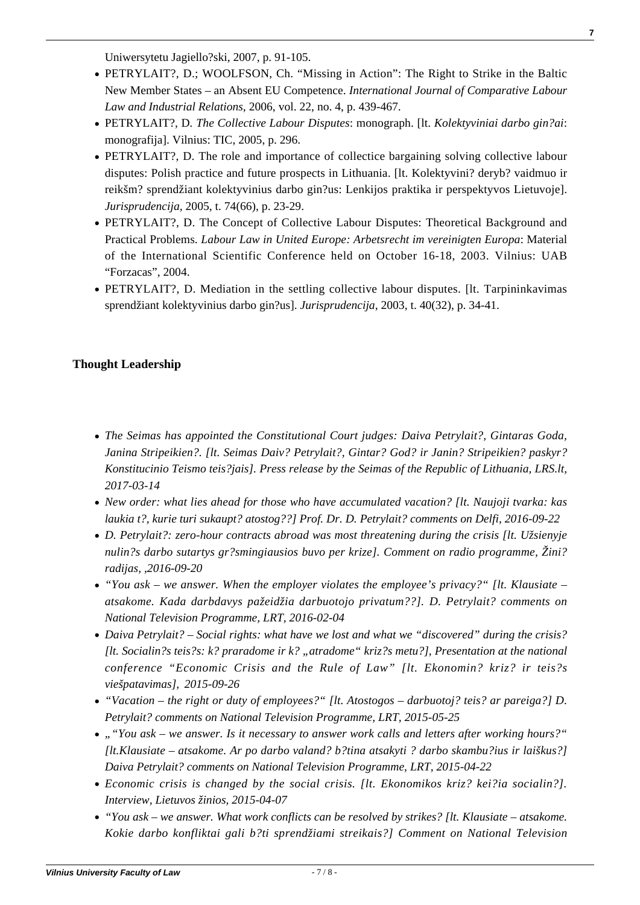Uniwersytetu Jagiello?ski, 2007, p. 91-105.

- PETRYLAIT?, D.; WOOLFSON, Ch. "Missing in Action": The Right to Strike in the Baltic New Member States – an Absent EU Competence. *International Journal of Comparative Labour Law and Industrial Relations*, 2006, vol. 22, no. 4, p. 439-467.
- PETRYLAIT?, D. *The Collective Labour Disputes*: monograph. [lt. *Kolektyviniai darbo gin?ai*: monografija]. Vilnius: TIC, 2005, p. 296.
- PETRYLAIT?, D. The role and importance of collectice bargaining solving collective labour disputes: Polish practice and future prospects in Lithuania. [lt. Kolektyvini? deryb? vaidmuo ir reikšm? sprendžiant kolektyvinius darbo gin?us: Lenkijos praktika ir perspektyvos Lietuvoje]. *Jurisprudencija*, 2005, t. 74(66), p. 23-29.
- PETRYLAIT?, D. The Concept of Collective Labour Disputes: Theoretical Background and Practical Problems. *Labour Law in United Europe: Arbetsrecht im vereinigten Europa*: Material of the International Scientific Conference held on October 16-18, 2003. Vilnius: UAB "Forzacas", 2004.
- PETRYLAIT?, D. Mediation in the settling collective labour disputes. [lt. Tarpininkavimas sprendžiant kolektyvinius darbo gin?us]. *Jurisprudencija*, 2003, t. 40(32), p. 34-41.

**Thought Leadership**

- *The Seimas has appointed the Constitutional Court judges: Daiva Petrylait?, Gintaras Goda, Janina Stripeikien?. [lt. Seimas Daiv? Petrylait?, Gintar? God? ir Janin? Stripeikien? paskyr? Konstitucinio Teismo teis?jais]. Press release by the Seimas of the Republic of Lithuania, LRS.lt, 2017-03-14*
- *New order: what lies ahead for those who have accumulated vacation? [lt. Naujoji tvarka: kas laukia t?, kurie turi sukaupt? atostog??] Prof. Dr. D. Petrylait? comments on Delfi, 2016-09-22*
- *D. Petrylait?: zero-hour contracts abroad was most threatening during the crisis [lt. Užsienyje nulin?s darbo sutartys gr?smingiausios buvo per krize]. Comment on radio programme, Žini? radijas, ,2016-09-20*
- *"You ask – we answer. When the employer violates the employee's privacy?" [lt. Klausiate – atsakome. Kada darbdavys pažeidžia darbuotojo privatum??]. D. Petrylait? comments on National Television Programme, LRT, 2016-02-04*
- *Daiva Petrylait? – Social rights: what have we lost and what we "discovered" during the crisis? [lt. Socialin?s teis?s: k? praradome ir k? „atradome" kriz?s metu?], Presentation at the national conference "Economic Crisis and the Rule of Law" [lt. Ekonomin? kriz? ir teis?s viešpatavimas], 2015-09-26*
- *"Vacation – the right or duty of employees?" [lt. Atostogos – darbuotoj? teis? ar pareiga?] D. Petrylait? comments on National Television Programme, LRT, 2015-05-25*
- *„"You ask – we answer. Is it necessary to answer work calls and letters after working hours?" [lt.Klausiate – atsakome. Ar po darbo valand? b?tina atsakyti ? darbo skambu?ius ir laiškus?] Daiva Petrylait? comments on National Television Programme, LRT, 2015-04-22*
- *Economic crisis is changed by the social crisis. [lt. Ekonomikos kriz? kei?ia socialin?]. Interview, Lietuvos žinios, 2015-04-07*
- *"You ask – we answer. What work conflicts can be resolved by strikes? [lt. Klausiate – atsakome. Kokie darbo konfliktai gali b?ti sprendžiami streikais?] Comment on National Television*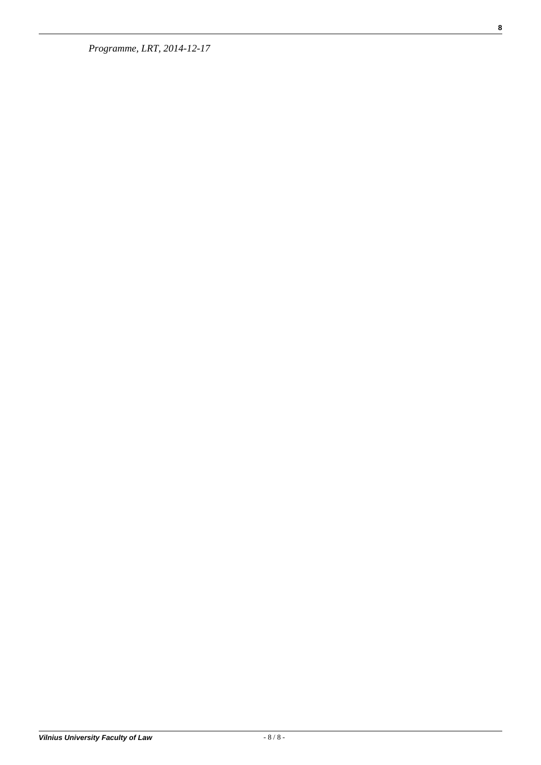*Programme, LRT, 2014-12-17*